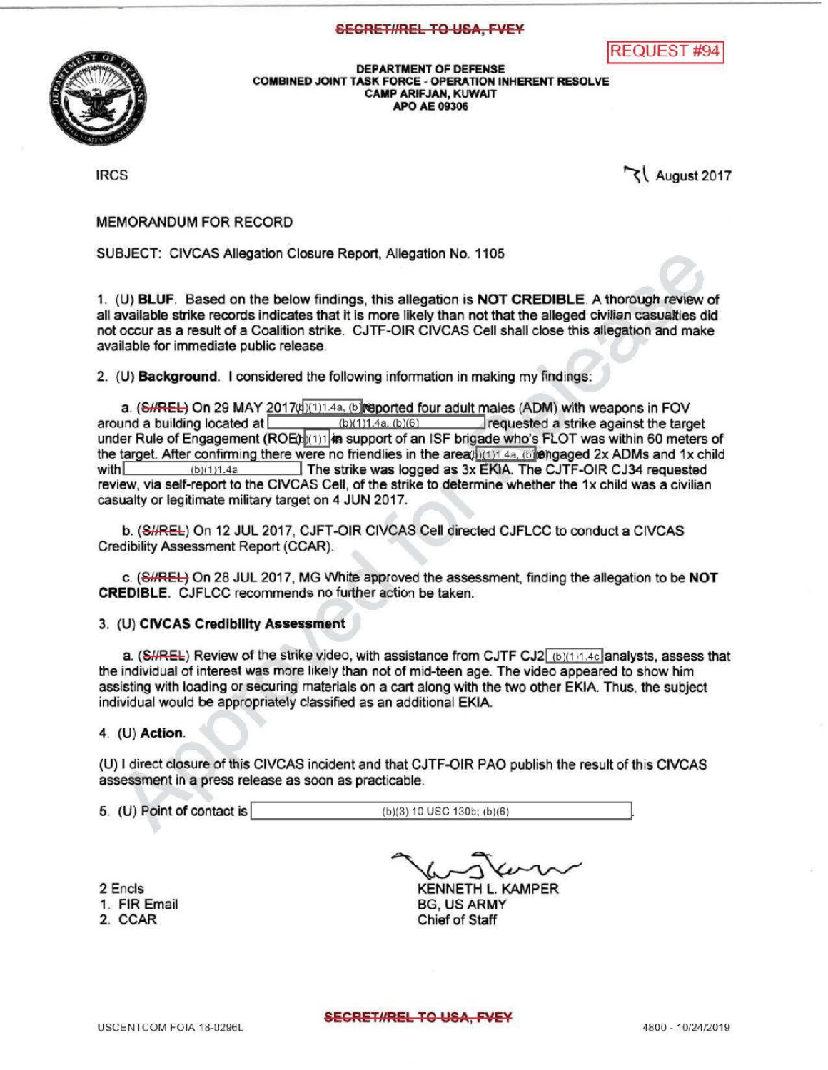SECRET//REL TO USA, FVEY

REQUEST #94

DEPARTMENT OF DEFENSE
COMBINED JOINT TASK FORCE - OPERATION INHERENT RESOLVE
CAMP ARIFJAN, KUWAIT
APO AE 09306

IRCS

31 August 2017

MEMORANDUM FOR RECORD

SUBJECT: CIVCAS Allegation Closure Report, Allegation No. 1105

1. (U) **BLUF**. Based on the below findings, this allegation is **NOT CREDIBLE**. A thorough review of all available strike records indicates that it is more likely than not that the alleged civilian casualties did not occur as a result of a Coalition strike. CJTF-OIR CIVCAS Cell shall close this allegation and make available for immediate public release.

2. (U) **Background**. I considered the following information in making my findings:

   a. (~~S//REL~~) On 29 MAY 2017 (b)(1)1.4a, (b) reported four adult males (ADM) with weapons in FOV around a building located at (b)(1)1.4a, (b)(6) requested a strike against the target under Rule of Engagement (ROE (b)(1)) in support of an ISF brigade who's FLOT was within 60 meters of the target. After confirming there were no friendlies in the area (b)(1)1.4a, (b) engaged 2x ADMs and 1x child with (b)(1)1.4a The strike was logged as 3x EKIA. The CJTF-OIR CJ34 requested review, via self-report to the CIVCAS Cell, of the strike to determine whether the 1x child was a civilian casualty or legitimate military target on 4 JUN 2017.

   b. (~~S//REL~~) On 12 JUL 2017, CJFT-OIR CIVCAS Cell directed CJFLCC to conduct a CIVCAS Credibility Assessment Report (CCAR).

   c. (~~S//REL~~) On 28 JUL 2017, MG White approved the assessment, finding the allegation to be **NOT CREDIBLE**. CJFLCC recommends no further action be taken.

3. (U) **CIVCAS Credibility Assessment**

   a. (~~S//REL~~) Review of the strike video, with assistance from CJTF CJ2 (b)(1)1.4c analysts, assess that the individual of interest was more likely than not of mid-teen age. The video appeared to show him assisting with loading or securing materials on a cart along with the two other EKIA. Thus, the subject individual would be appropriately classified as an additional EKIA.

4. (U) **Action**.

(U) I direct closure of this CIVCAS incident and that CJTF-OIR PAO publish the result of this CIVCAS assessment in a press release as soon as practicable.

5. (U) Point of contact is (b)(3) 10 USC 130b; (b)(6).

2 Encls
1. FIR Email
2. CCAR

KENNETH L. KAMPER
BG, US ARMY
Chief of Staff

Approved for Release

USCENTCOM FOIA 18-0296L

SECRET//REL TO USA, FVEY

4800 - 10/24/2019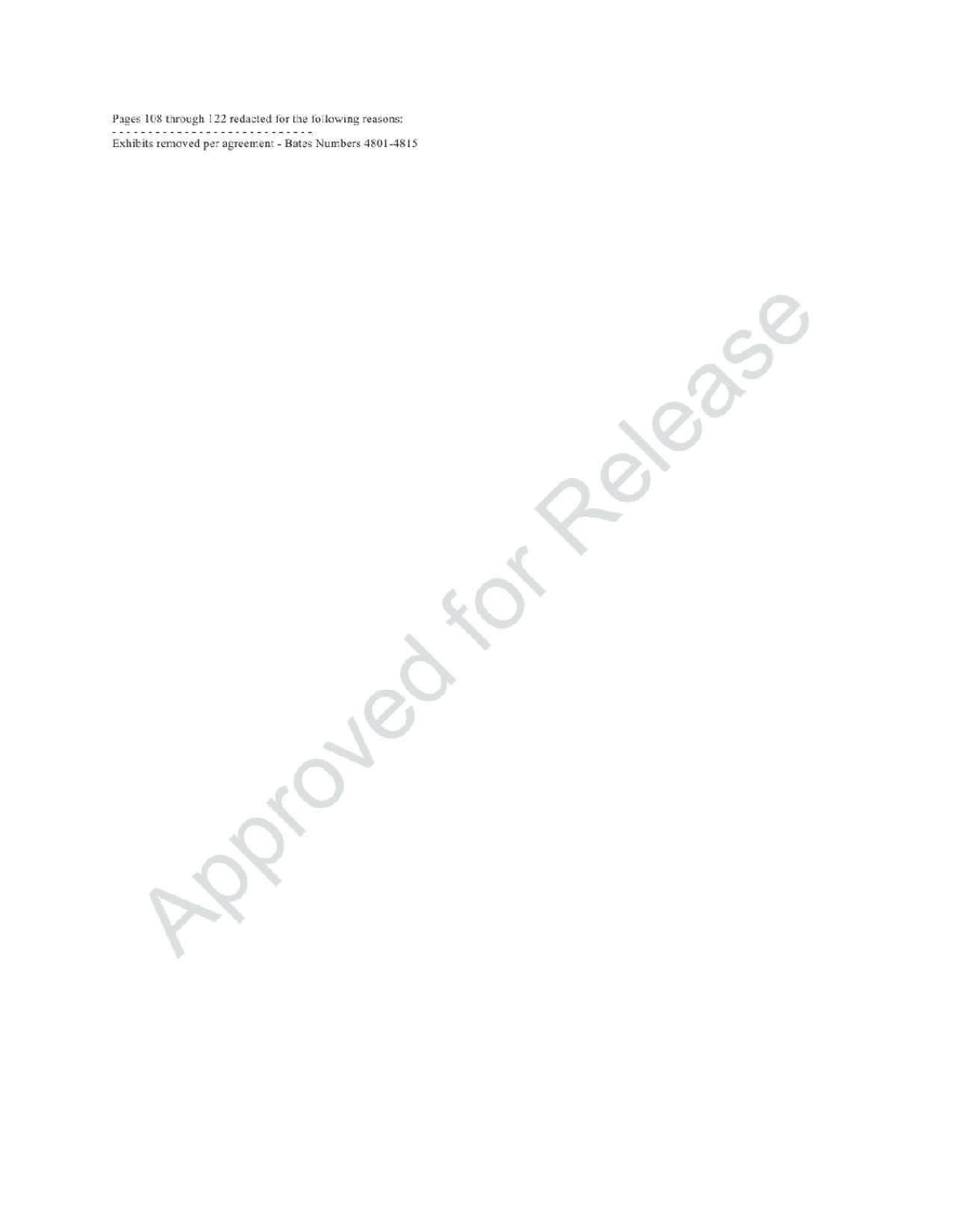Pages 108 through 122 redacted for the following reasons:

- - - - - - - - - - - - - - - - - - - - - - - - - - - -

Exhibits removed per agreement - Bates Numbers 4801-4815